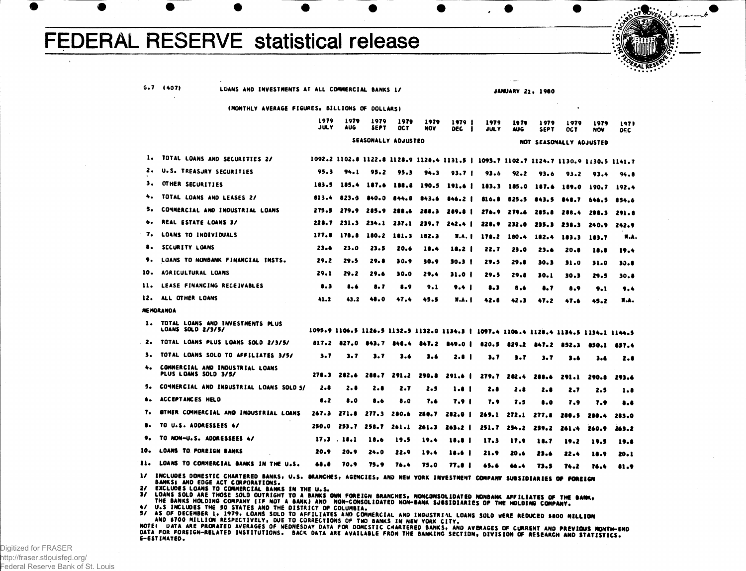# FEDERAL RESERVE statistical release

G.7 (407) LOANS AND INVESTMENTS AT ALL COMMERCIAL BANKS 1/ JANUARY 22, 1980

(MONTHLY AVERAGE FIGURES, BILLIONS OF DOLLARS)

| | 1979 JULY | 1979 AUG | 1979 SEPT | 1979 OCT | 1979 NOV | 1979 DEC | 1979 JULY | 1979 AUG | 1979 SEPT | 1979 OCT | 1979 NOV | 1979 DEC |
|---|---|---|---|---|---|---|---|---|---|---|---|---|
| | SEASONALLY ADJUSTED | | | | | | NOT SEASONALLY ADJUSTED | | | | | |
| 1. TOTAL LOANS AND SECURITIES 2/ | 1092.2 | 1102.8 | 1122.8 | 1128.9 | 1128.4 | 1131.5 | 1093.7 | 1102.7 | 1124.7 | 1130.9 | 1130.5 | 1141.7 |
| 2. U.S. TREASURY SECURITIES | 95.3 | 94.1 | 95.2 | 95.3 | 94.3 | 93.7 | 93.6 | 92.2 | 93.6 | 93.2 | 93.4 | 94.8 |
| 3. OTHER SECURITIES | 183.5 | 185.4 | 187.6 | 188.8 | 190.5 | 191.6 | 183.3 | 185.0 | 187.6 | 189.0 | 190.7 | 192.4 |
| 4. TOTAL LOANS AND LEASES 2/ | 813.4 | 823.3 | 840.0 | 844.8 | 843.6 | 846.2 | 816.8 | 825.5 | 843.5 | 848.7 | 846.5 | 854.6 |
| 5. COMMERCIAL AND INDUSTRIAL LOANS | 275.5 | 279.9 | 285.9 | 288.6 | 288.3 | 289.8 | 276.9 | 279.6 | 285.8 | 288.4 | 288.3 | 291.8 |
| 6. REAL ESTATE LOANS 3/ | 228.7 | 231.3 | 234.1 | 237.1 | 239.7 | 242.4 | 228.9 | 232.0 | 235.3 | 238.3 | 240.9 | 242.9 |
| 7. LOANS TO INDIVIDUALS | 177.8 | 178.8 | 180.2 | 181.3 | 182.3 | N.A. | 178.2 | 180.4 | 182.4 | 183.3 | 183.7 | N.A. |
| 8. SECURITY LOANS | 23.6 | 23.0 | 23.5 | 20.6 | 18.4 | 18.2 | 22.7 | 23.0 | 23.6 | 20.8 | 18.8 | 19.4 |
| 9. LOANS TO NONBANK FINANCIAL INSTS. | 29.2 | 29.5 | 29.8 | 30.9 | 30.9 | 30.3 | 29.5 | 29.8 | 30.3 | 31.0 | 31.0 | 30.8 |
| 10. AGRICULTURAL LOANS | 29.1 | 29.2 | 29.6 | 30.0 | 29.4 | 31.0 | 29.5 | 29.8 | 30.1 | 30.3 | 29.5 | 30.8 |
| 11. LEASE FINANCING RECEIVABLES | 8.3 | 8.6 | 8.7 | 8.9 | 9.1 | 9.4 | 8.3 | 8.6 | 8.7 | 8.9 | 9.1 | 9.4 |
| 12. ALL OTHER LOANS | 41.2 | 43.2 | 48.0 | 47.4 | 45.5 | N.A. | 42.8 | 42.3 | 47.2 | 47.6 | 45.2 | N.A. |
| **MEMORANDA** | | | | | | | | | | | | |
| 1. TOTAL LOANS AND INVESTMENTS PLUS LOANS SOLD 2/3/5/ | 1095.9 | 1106.5 | 1126.5 | 1132.5 | 1132.0 | 1134.3 | 1097.4 | 1106.4 | 1128.4 | 1134.5 | 1134.1 | 1144.5 |
| 2. TOTAL LOANS PLUS LOANS SOLD 2/3/5/ | 817.2 | 827.0 | 843.7 | 848.4 | 847.2 | 849.0 | 820.5 | 829.2 | 847.2 | 852.3 | 850.1 | 857.4 |
| 3. TOTAL LOANS SOLD TO AFFILIATES 3/5/ | 3.7 | 3.7 | 3.7 | 3.6 | 3.6 | 2.8 | 3.7 | 3.7 | 3.7 | 3.6 | 3.6 | 2.8 |
| 4. COMMERCIAL AND INDUSTRIAL LOANS PLUS LOANS SOLD 3/5/ | 278.3 | 282.6 | 288.7 | 291.2 | 290.8 | 291.6 | 279.7 | 282.4 | 288.6 | 291.1 | 290.8 | 293.6 |
| 5. COMMERCIAL AND INDUSTRIAL LOANS SOLD 5/ | 2.8 | 2.8 | 2.8 | 2.7 | 2.5 | 1.8 | 2.8 | 2.8 | 2.8 | 2.7 | 2.5 | 1.8 |
| 6. ACCEPTANCES HELD | 8.2 | 8.0 | 8.6 | 8.0 | 7.6 | 7.9 | 7.9 | 7.5 | 8.0 | 7.9 | 7.9 | 8.8 |
| 7. OTHER COMMERCIAL AND INDUSTRIAL LOANS | 267.3 | 271.8 | 277.3 | 280.6 | 280.7 | 282.0 | 269.1 | 272.1 | 277.8 | 280.5 | 280.4 | 283.0 |
| 8. TO U.S. ADDRESSEES 4/ | 250.0 | 253.7 | 258.7 | 261.1 | 261.3 | 263.2 | 251.7 | 254.2 | 259.2 | 261.4 | 260.9 | 263.2 |
| 9. TO NON-U.S. ADDRESSEES 4/ | 17.3 | 18.1 | 18.6 | 19.5 | 19.4 | 18.8 | 17.3 | 17.9 | 18.7 | 19.2 | 19.5 | 19.8 |
| 10. LOANS TO FOREIGN BANKS | 20.9 | 20.9 | 24.0 | 22.9 | 19.4 | 18.6 | 21.9 | 20.6 | 23.6 | 22.4 | 18.9 | 20.1 |
| 11. LOANS TO COMMERCIAL BANKS IN THE U.S. | 68.8 | 70.9 | 75.9 | 76.4 | 75.0 | 77.8 | 65.6 | 66.4 | 73.5 | 74.2 | 76.4 | 81.9 |

1/ INCLUDES DOMESTIC CHARTERED BANKS, U.S. BRANCHES, AGENCIES, AND NEW YORK INVESTMENT COMPANY SUBSIDIARIES OF FOREIGN BANKS; AND EDGE ACT CORPORATIONS.
2/ EXCLUDES LOANS TO COMMERCIAL BANKS IN THE U.S.
3/ LOANS SOLD ARE THOSE SOLD OUTRIGHT TO A BANKS OWN FOREIGN BRANCHES, NONCONSOLIDATED NONBANK AFFILIATES OF THE BANK, THE BANKS HOLDING COMPANY (IF NOT A BANK) AND NON-CONSOLIDATED NON-BANK SUBSIDIARIES OF THE HOLDING COMPANY.
4/ U.S INCLUDES THE 50 STATES AND THE DISTRICT OF COLUMBIA.
5/ AS OF DECEMBER 1, 1979, LOANS SOLD TO AFFILIATES AND COMMERCIAL AND INDUSTRIAL LOANS SOLD WERE REDUCED $800 MILLION AND $700 MILLION RESPECTIVELY, DUE TO CORRECTIONS OF TWO BANKS IN NEW YORK CITY.
NOTE: DATA ARE PRORATED AVERAGES OF WEDNESDAY DATA FOR DOMESTIC CHARTERED BANKS, AND AVERAGES OF CURRENT AND PREVIOUS MONTH-END DATA FOR FOREIGN-RELATED INSTITUTIONS. BACK DATA ARE AVAILABLE FROM THE BANKING SECTION, DIVISION OF RESEARCH AND STATISTICS.
E-ESTIMATED.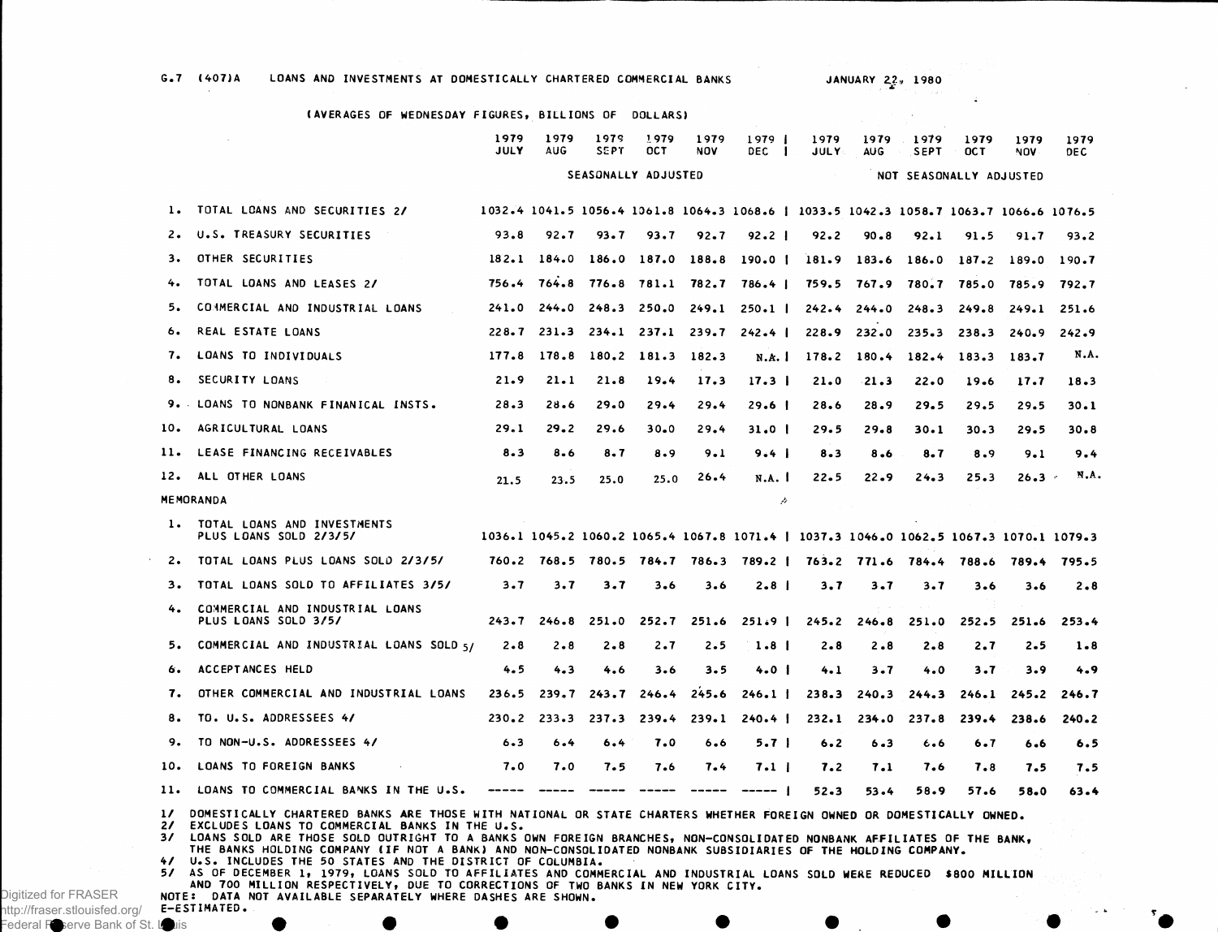G.7 (407)A LOANS AND INVESTMENTS AT DOMESTICALLY CHARTERED COMMERCIAL BANKS JANUARY 22, 1980

(AVERAGES OF WEDNESDAY FIGURES, BILLIONS OF DOLLARS)

| | 1979 JULY | 1979 AUG | 1979 SEPT | 1979 OCT | 1979 NOV | 1979 DEC | 1979 JULY | 1979 AUG | 1979 SEPT | 1979 OCT | 1979 NOV | 1979 DEC |
|---|---|---|---|---|---|---|---|---|---|---|---|---|
| | SEASONALLY ADJUSTED | | | | | | NOT SEASONALLY ADJUSTED | | | | | |
| 1. TOTAL LOANS AND SECURITIES 2/ | 1032.4 | 1041.5 | 1056.4 | 1061.8 | 1064.3 | 1068.6 | 1033.5 | 1042.3 | 1058.7 | 1063.7 | 1066.6 | 1076.5 |
| 2. U.S. TREASURY SECURITIES | 93.8 | 92.7 | 93.7 | 93.7 | 92.7 | 92.2 | 92.2 | 90.8 | 92.1 | 91.5 | 91.7 | 93.2 |
| 3. OTHER SECURITIES | 182.1 | 184.0 | 186.0 | 187.0 | 188.8 | 190.0 | 181.9 | 183.6 | 186.0 | 187.2 | 189.0 | 190.7 |
| 4. TOTAL LOANS AND LEASES 2/ | 756.4 | 764.8 | 776.8 | 781.1 | 782.7 | 786.4 | 759.5 | 767.9 | 780.7 | 785.0 | 785.9 | 792.7 |
| 5. COMMERCIAL AND INDUSTRIAL LOANS | 241.0 | 244.0 | 248.3 | 250.0 | 249.1 | 250.1 | 242.4 | 244.0 | 248.3 | 249.8 | 249.1 | 251.6 |
| 6. REAL ESTATE LOANS | 228.7 | 231.3 | 234.1 | 237.1 | 239.7 | 242.4 | 228.9 | 232.0 | 235.3 | 238.3 | 240.9 | 242.9 |
| 7. LOANS TO INDIVIDUALS | 177.8 | 178.8 | 180.2 | 181.3 | 182.3 | N.A. | 178.2 | 180.4 | 182.4 | 183.3 | 183.7 | N.A. |
| 8. SECURITY LOANS | 21.9 | 21.1 | 21.8 | 19.4 | 17.3 | 17.3 | 21.0 | 21.3 | 22.0 | 19.6 | 17.7 | 18.3 |
| 9. LOANS TO NONBANK FINANICAL INSTS. | 28.3 | 28.6 | 29.0 | 29.4 | 29.4 | 29.6 | 28.6 | 28.9 | 29.5 | 29.5 | 29.5 | 30.1 |
| 10. AGRICULTURAL LOANS | 29.1 | 29.2 | 29.6 | 30.0 | 29.4 | 31.0 | 29.5 | 29.8 | 30.1 | 30.3 | 29.5 | 30.8 |
| 11. LEASE FINANCING RECEIVABLES | 8.3 | 8.6 | 8.7 | 8.9 | 9.1 | 9.4 | 8.3 | 8.6 | 8.7 | 8.9 | 9.1 | 9.4 |
| 12. ALL OTHER LOANS | 21.5 | 23.5 | 25.0 | 25.0 | 26.4 | N.A. | 22.5 | 22.9 | 24.3 | 25.3 | 26.3 | N.A. |
| MEMORANDA | | | | | | | | | | | | |
| 1. TOTAL LOANS AND INVESTMENTS PLUS LOANS SOLD 2/3/5/ | 1036.1 | 1045.2 | 1060.2 | 1065.4 | 1067.8 | 1071.4 | 1037.3 | 1046.0 | 1062.5 | 1067.3 | 1070.1 | 1079.3 |
| 2. TOTAL LOANS PLUS LOANS SOLD 2/3/5/ | 760.2 | 768.5 | 780.5 | 784.7 | 786.3 | 789.2 | 763.2 | 771.6 | 784.4 | 788.6 | 789.4 | 795.5 |
| 3. TOTAL LOANS SOLD TO AFFILIATES 3/5/ | 3.7 | 3.7 | 3.7 | 3.6 | 3.6 | 2.8 | 3.7 | 3.7 | 3.7 | 3.6 | 3.6 | 2.8 |
| 4. COMMERCIAL AND INDUSTRIAL LOANS PLUS LOANS SOLD 3/5/ | 243.7 | 246.8 | 251.0 | 252.7 | 251.6 | 251.9 | 245.2 | 246.8 | 251.0 | 252.5 | 251.6 | 253.4 |
| 5. COMMERCIAL AND INDUSTRIAL LOANS SOLD 5/ | 2.8 | 2.8 | 2.8 | 2.7 | 2.5 | 1.8 | 2.8 | 2.8 | 2.8 | 2.7 | 2.5 | 1.8 |
| 6. ACCEPTANCES HELD | 4.5 | 4.3 | 4.6 | 3.6 | 3.5 | 4.0 | 4.1 | 3.7 | 4.0 | 3.7 | 3.9 | 4.9 |
| 7. OTHER COMMERCIAL AND INDUSTRIAL LOANS | 236.5 | 239.7 | 243.7 | 246.4 | 245.6 | 246.1 | 238.3 | 240.3 | 244.3 | 246.1 | 245.2 | 246.7 |
| 8. TO U.S. ADDRESSEES 4/ | 230.2 | 233.3 | 237.3 | 239.4 | 239.1 | 240.4 | 232.1 | 234.0 | 237.8 | 239.4 | 238.6 | 240.2 |
| 9. TO NON-U.S. ADDRESSEES 4/ | 6.3 | 6.4 | 6.4 | 7.0 | 6.6 | 5.7 | 6.2 | 6.3 | 6.6 | 6.7 | 6.6 | 6.5 |
| 10. LOANS TO FOREIGN BANKS | 7.0 | 7.0 | 7.5 | 7.6 | 7.4 | 7.1 | 7.2 | 7.1 | 7.6 | 7.8 | 7.5 | 7.5 |
| 11. LOANS TO COMMERCIAL BANKS IN THE U.S. | ----- | ----- | ----- | ----- | ----- | ----- | 52.3 | 53.4 | 58.9 | 57.6 | 58.0 | 63.4 |

1/ DOMESTICALLY CHARTERED BANKS ARE THOSE WITH NATIONAL OR STATE CHARTERS WHETHER FOREIGN OWNED OR DOMESTICALLY OWNED.
2/ EXCLUDES LOANS TO COMMERCIAL BANKS IN THE U.S.
3/ LOANS SOLD ARE THOSE SOLD OUTRIGHT TO A BANKS OWN FOREIGN BRANCHES, NON-CONSOLIDATED NONBANK AFFILIATES OF THE BANK, THE BANKS HOLDING COMPANY (IF NOT A BANK) AND NON-CONSOLIDATED NONBANK SUBSIDIARIES OF THE HOLDING COMPANY.
4/ U.S. INCLUDES THE 50 STATES AND THE DISTRICT OF COLUMBIA.
5/ AS OF DECEMBER 1, 1979, LOANS SOLD TO AFFILIATES AND COMMERCIAL AND INDUSTRIAL LOANS SOLD WERE REDUCED $800 MILLION AND 700 MILLION RESPECTIVELY, DUE TO CORRECTIONS OF TWO BANKS IN NEW YORK CITY.
NOTE: DATA NOT AVAILABLE SEPARATELY WHERE DASHES ARE SHOWN.
E-ESTIMATED.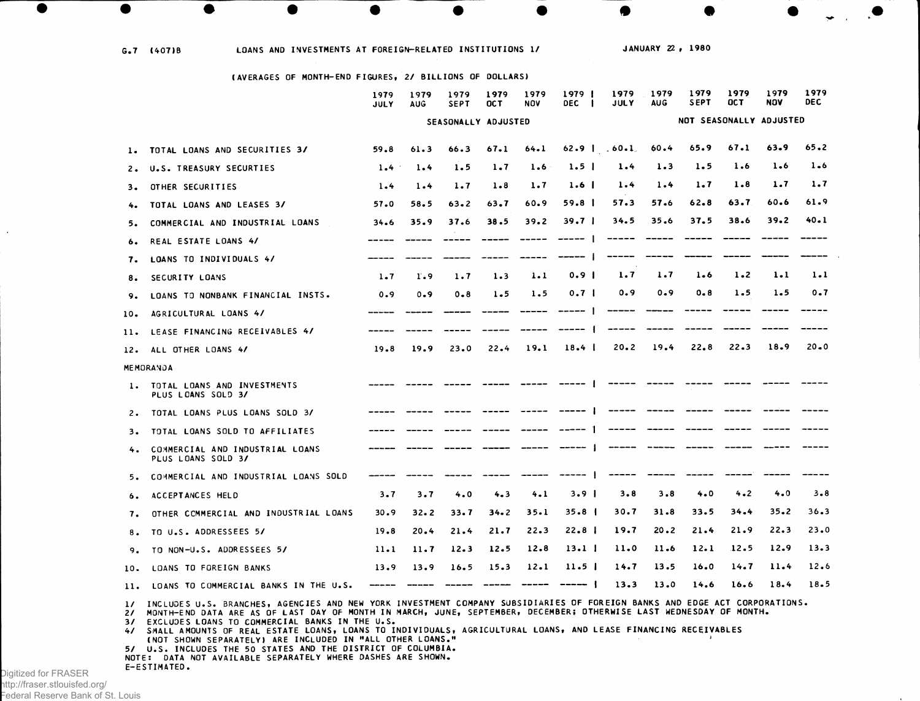G.7 (407)B LOANS AND INVESTMENTS AT FOREIGN-RELATED INSTITUTIONS 1/ JANUARY 22, 1980

(AVERAGES OF MONTH-END FIGURES, 2/ BILLIONS OF DOLLARS)

| | | 1979 JULY | 1979 AUG | 1979 SEPT | 1979 OCT | 1979 NOV | 1979 DEC | 1979 JULY | 1979 AUG | 1979 SEPT | 1979 OCT | 1979 NOV | 1979 DEC |
|---|---|---|---|---|---|---|---|---|---|---|---|---|---|
| | | SEASONALLY ADJUSTED | | | | | | NOT SEASONALLY ADJUSTED | | | | | |
| 1. | TOTAL LOANS AND SECURITIES 3/ | 59.8 | 61.3 | 66.3 | 67.1 | 64.1 | 62.9 | 60.1 | 60.4 | 65.9 | 67.1 | 63.9 | 65.2 |
| 2. | U.S. TREASURY SECURTIES | 1.4 | 1.4 | 1.5 | 1.7 | 1.6 | 1.5 | 1.4 | 1.3 | 1.5 | 1.6 | 1.6 | 1.6 |
| 3. | OTHER SECURITIES | 1.4 | 1.4 | 1.7 | 1.8 | 1.7 | 1.6 | 1.4 | 1.4 | 1.7 | 1.8 | 1.7 | 1.7 |
| 4. | TOTAL LOANS AND LEASES 3/ | 57.0 | 58.5 | 63.2 | 63.7 | 60.9 | 59.8 | 57.3 | 57.6 | 62.8 | 63.7 | 60.6 | 61.9 |
| 5. | COMMERCIAL AND INDUSTRIAL LOANS | 34.6 | 35.9 | 37.6 | 38.5 | 39.2 | 39.7 | 34.5 | 35.6 | 37.5 | 38.6 | 39.2 | 40.1 |
| 6. | REAL ESTATE LOANS 4/ | ----- | ----- | ----- | ----- | ----- | ----- | ----- | ----- | ----- | ----- | ----- | ----- |
| 7. | LOANS TO INDIVIDUALS 4/ | ----- | ----- | ----- | ----- | ----- | ----- | ----- | ----- | ----- | ----- | ----- | ----- |
| 8. | SECURITY LOANS | 1.7 | 1.9 | 1.7 | 1.3 | 1.1 | 0.9 | 1.7 | 1.7 | 1.6 | 1.2 | 1.1 | 1.1 |
| 9. | LOANS TO NONBANK FINANCIAL INSTS. | 0.9 | 0.9 | 0.8 | 1.5 | 1.5 | 0.7 | 0.9 | 0.9 | 0.8 | 1.5 | 1.5 | 0.7 |
| 10. | AGRICULTURAL LOANS 4/ | ----- | ----- | ----- | ----- | ----- | ----- | ----- | ----- | ----- | ----- | ----- | ----- |
| 11. | LEASE FINANCING RECEIVABLES 4/ | ----- | ----- | ----- | ----- | ----- | ----- | ----- | ----- | ----- | ----- | ----- | ----- |
| 12. | ALL OTHER LOANS 4/ | 19.8 | 19.9 | 23.0 | 22.4 | 19.1 | 18.4 | 20.2 | 19.4 | 22.8 | 22.3 | 18.9 | 20.0 |
| MEMORANDA | | | | | | | | | | | | | |
| 1. | TOTAL LOANS AND INVESTMENTS PLUS LOANS SOLD 3/ | ----- | ----- | ----- | ----- | ----- | ----- | ----- | ----- | ----- | ----- | ----- | ----- |
| 2. | TOTAL LOANS PLUS LOANS SOLD 3/ | ----- | ----- | ----- | ----- | ----- | ----- | ----- | ----- | ----- | ----- | ----- | ----- |
| 3. | TOTAL LOANS SOLD TO AFFILIATES | ----- | ----- | ----- | ----- | ----- | ----- | ----- | ----- | ----- | ----- | ----- | ----- |
| 4. | COMMERCIAL AND INDUSTRIAL LOANS PLUS LOANS SOLD 3/ | ----- | ----- | ----- | ----- | ----- | ----- | ----- | ----- | ----- | ----- | ----- | ----- |
| 5. | COMMERCIAL AND INDUSTRIAL LOANS SOLD | ----- | ----- | ----- | ----- | ----- | ----- | ----- | ----- | ----- | ----- | ----- | ----- |
| 6. | ACCEPTANCES HELD | 3.7 | 3.7 | 4.0 | 4.3 | 4.1 | 3.9 | 3.8 | 3.8 | 4.0 | 4.2 | 4.0 | 3.8 |
| 7. | OTHER COMMERCIAL AND INDUSTRIAL LOANS | 30.9 | 32.2 | 33.7 | 34.2 | 35.1 | 35.8 | 30.7 | 31.8 | 33.5 | 34.4 | 35.2 | 36.3 |
| 8. | TO U.S. ADDRESSEES 5/ | 19.8 | 20.4 | 21.4 | 21.7 | 22.3 | 22.8 | 19.7 | 20.2 | 21.4 | 21.9 | 22.3 | 23.0 |
| 9. | TO NON-U.S. ADDRESSEES 5/ | 11.1 | 11.7 | 12.3 | 12.5 | 12.8 | 13.1 | 11.0 | 11.6 | 12.1 | 12.5 | 12.9 | 13.3 |
| 10. | LOANS TO FOREIGN BANKS | 13.9 | 13.9 | 16.5 | 15.3 | 12.1 | 11.5 | 14.7 | 13.5 | 16.0 | 14.7 | 11.4 | 12.6 |
| 11. | LOANS TO COMMERCIAL BANKS IN THE U.S. | ----- | ----- | ----- | ----- | ----- | ----- | 13.3 | 13.0 | 14.6 | 16.6 | 18.4 | 18.5 |

1/ INCLUDES U.S. BRANCHES, AGENCIES AND NEW YORK INVESTMENT COMPANY SUBSIDIARIES OF FOREIGN BANKS AND EDGE ACT CORPORATIONS.
2/ MONTH-END DATA ARE AS OF LAST DAY OF MONTH IN MARCH, JUNE, SEPTEMBER, DECEMBER; OTHERWISE LAST WEDNESDAY OF MONTH.
3/ EXCLUDES LOANS TO COMMERCIAL BANKS IN THE U.S.
4/ SMALL AMOUNTS OF REAL ESTATE LOANS, LOANS TO INDIVIDUALS, AGRICULTURAL LOANS, AND LEASE FINANCING RECEIVABLES (NOT SHOWN SEPARATELY) ARE INCLUDED IN "ALL OTHER LOANS."
5/ U.S. INCLUDES THE 50 STATES AND THE DISTRICT OF COLUMBIA.
NOTE: DATA NOT AVAILABLE SEPARATELY WHERE DASHES ARE SHOWN.
E-ESTIMATED.